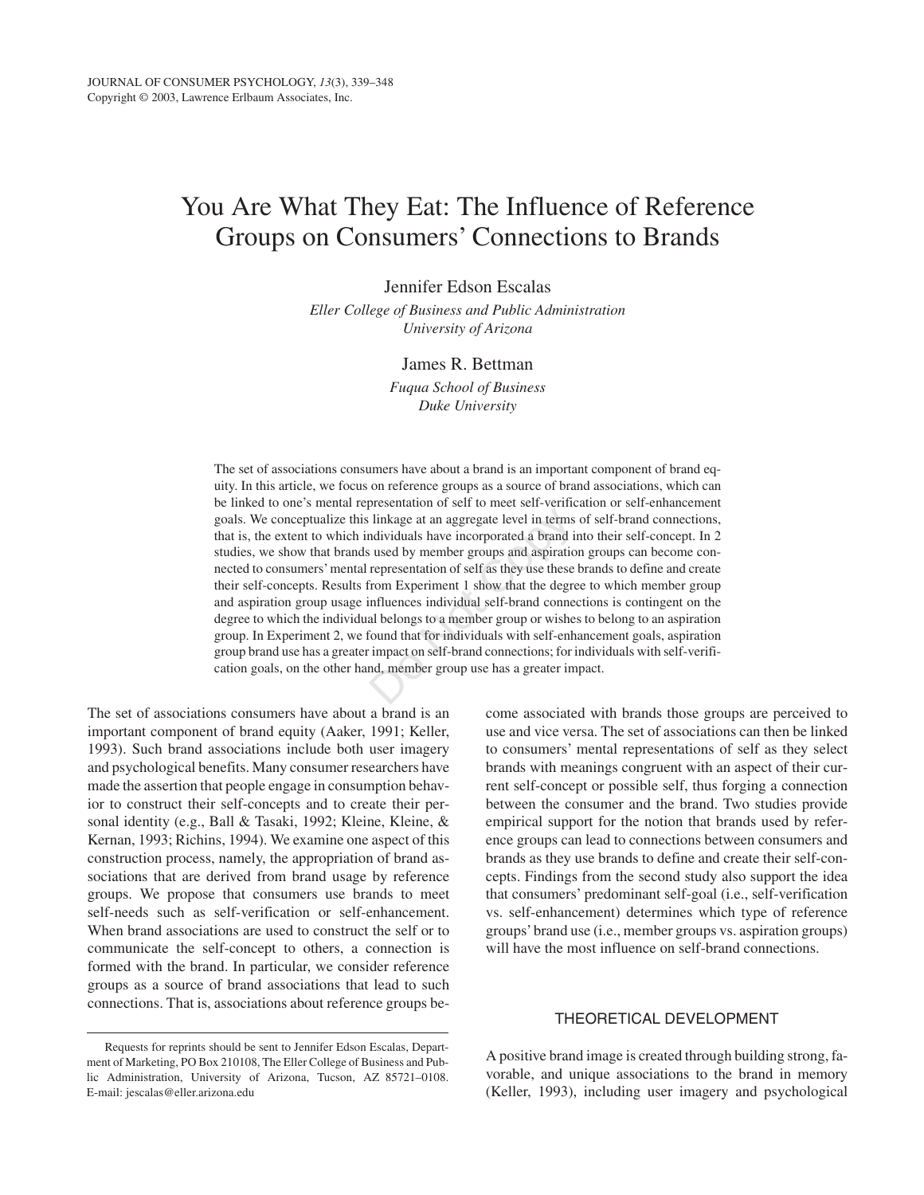# You Are What They Eat: The Influence of Reference Groups on Consumers' Connections to Brands

Jennifer Edson Escalas

*Eller College of Business and Public Administration*
*University of Arizona*

James R. Bettman

*Fuqua School of Business*
*Duke University*

The set of associations consumers have about a brand is an important component of brand equity. In this article, we focus on reference groups as a source of brand associations, which can be linked to one's mental representation of self to meet self-verification or self-enhancement goals. We conceptualize this linkage at an aggregate level in terms of self-brand connections, that is, the extent to which individuals have incorporated a brand into their self-concept. In 2 studies, we show that brands used by member groups and aspiration groups can become connected to consumers' mental representation of self as they use these brands to define and create their self-concepts. Results from Experiment 1 show that the degree to which member group and aspiration group usage influences individual self-brand connections is contingent on the degree to which the individual belongs to a member group or wishes to belong to an aspiration group. In Experiment 2, we found that for individuals with self-enhancement goals, aspiration group brand use has a greater impact on self-brand connections; for individuals with self-verification goals, on the other hand, member group use has a greater impact.

The set of associations consumers have about a brand is an important component of brand equity (Aaker, 1991; Keller, 1993). Such brand associations include both user imagery and psychological benefits. Many consumer researchers have made the assertion that people engage in consumption behavior to construct their self-concepts and to create their personal identity (e.g., Ball & Tasaki, 1992; Kleine, Kleine, & Kernan, 1993; Richins, 1994). We examine one aspect of this construction process, namely, the appropriation of brand associations that are derived from brand usage by reference groups. We propose that consumers use brands to meet self-needs such as self-verification or self-enhancement. When brand associations are used to construct the self or to communicate the self-concept to others, a connection is formed with the brand. In particular, we consider reference groups as a source of brand associations that lead to such connections. That is, associations about reference groups become associated with brands those groups are perceived to use and vice versa. The set of associations can then be linked to consumers' mental representations of self as they select brands with meanings congruent with an aspect of their current self-concept or possible self, thus forging a connection between the consumer and the brand. Two studies provide empirical support for the notion that brands used by reference groups can lead to connections between consumers and brands as they use brands to define and create their self-concepts. Findings from the second study also support the idea that consumers' predominant self-goal (i.e., self-verification vs. self-enhancement) determines which type of reference groups' brand use (i.e., member groups vs. aspiration groups) will have the most influence on self-brand connections.

## THEORETICAL DEVELOPMENT

A positive brand image is created through building strong, favorable, and unique associations to the brand in memory (Keller, 1993), including user imagery and psychological

Requests for reprints should be sent to Jennifer Edson Escalas, Department of Marketing, PO Box 210108, The Eller College of Business and Public Administration, University of Arizona, Tucson, AZ 85721–0108. E-mail: jescalas@eller.arizona.edu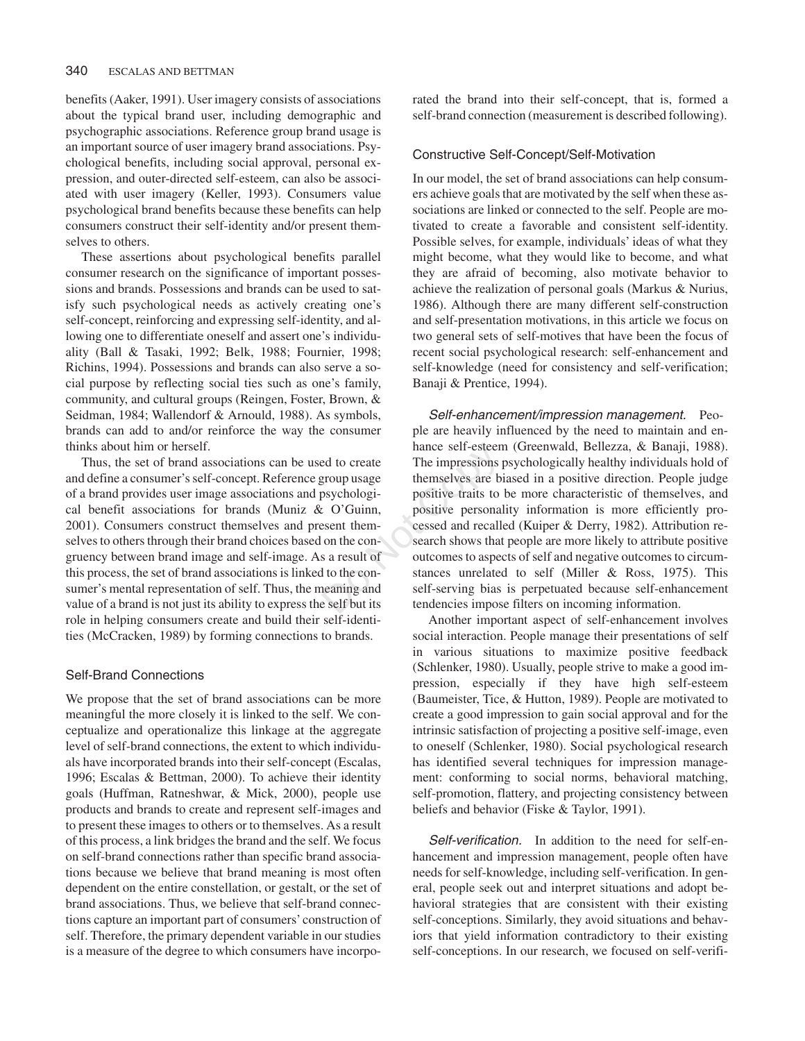benefits (Aaker, 1991). User imagery consists of associations about the typical brand user, including demographic and psychographic associations. Reference group brand usage is an important source of user imagery brand associations. Psychological benefits, including social approval, personal expression, and outer-directed self-esteem, can also be associated with user imagery (Keller, 1993). Consumers value psychological brand benefits because these benefits can help consumers construct their self-identity and/or present themselves to others.

These assertions about psychological benefits parallel consumer research on the significance of important possessions and brands. Possessions and brands can be used to satisfy such psychological needs as actively creating one's self-concept, reinforcing and expressing self-identity, and allowing one to differentiate oneself and assert one's individuality (Ball & Tasaki, 1992; Belk, 1988; Fournier, 1998; Richins, 1994). Possessions and brands can also serve a social purpose by reflecting social ties such as one's family, community, and cultural groups (Reingen, Foster, Brown, & Seidman, 1984; Wallendorf & Arnould, 1988). As symbols, brands can add to and/or reinforce the way the consumer thinks about him or herself.

Thus, the set of brand associations can be used to create and define a consumer's self-concept. Reference group usage of a brand provides user image associations and psychological benefit associations for brands (Muniz & O'Guinn, 2001). Consumers construct themselves and present themselves to others through their brand choices based on the congruency between brand image and self-image. As a result of this process, the set of brand associations is linked to the consumer's mental representation of self. Thus, the meaning and value of a brand is not just its ability to express the self but its role in helping consumers create and build their self-identities (McCracken, 1989) by forming connections to brands.

### Self-Brand Connections

We propose that the set of brand associations can be more meaningful the more closely it is linked to the self. We conceptualize and operationalize this linkage at the aggregate level of self-brand connections, the extent to which individuals have incorporated brands into their self-concept (Escalas, 1996; Escalas & Bettman, 2000). To achieve their identity goals (Huffman, Ratneshwar, & Mick, 2000), people use products and brands to create and represent self-images and to present these images to others or to themselves. As a result of this process, a link bridges the brand and the self. We focus on self-brand connections rather than specific brand associations because we believe that brand meaning is most often dependent on the entire constellation, or gestalt, or the set of brand associations. Thus, we believe that self-brand connections capture an important part of consumers' construction of self. Therefore, the primary dependent variable in our studies is a measure of the degree to which consumers have incorporated the brand into their self-concept, that is, formed a self-brand connection (measurement is described following).

### Constructive Self-Concept/Self-Motivation

In our model, the set of brand associations can help consumers achieve goals that are motivated by the self when these associations are linked or connected to the self. People are motivated to create a favorable and consistent self-identity. Possible selves, for example, individuals' ideas of what they might become, what they would like to become, and what they are afraid of becoming, also motivate behavior to achieve the realization of personal goals (Markus & Nurius, 1986). Although there are many different self-construction and self-presentation motivations, in this article we focus on two general sets of self-motives that have been the focus of recent social psychological research: self-enhancement and self-knowledge (need for consistency and self-verification; Banaji & Prentice, 1994).

*Self-enhancement/impression management.* People are heavily influenced by the need to maintain and enhance self-esteem (Greenwald, Bellezza, & Banaji, 1988). The impressions psychologically healthy individuals hold of themselves are biased in a positive direction. People judge positive traits to be more characteristic of themselves, and positive personality information is more efficiently processed and recalled (Kuiper & Derry, 1982). Attribution research shows that people are more likely to attribute positive outcomes to aspects of self and negative outcomes to circumstances unrelated to self (Miller & Ross, 1975). This self-serving bias is perpetuated because self-enhancement tendencies impose filters on incoming information.

Another important aspect of self-enhancement involves social interaction. People manage their presentations of self in various situations to maximize positive feedback (Schlenker, 1980). Usually, people strive to make a good impression, especially if they have high self-esteem (Baumeister, Tice, & Hutton, 1989). People are motivated to create a good impression to gain social approval and for the intrinsic satisfaction of projecting a positive self-image, even to oneself (Schlenker, 1980). Social psychological research has identified several techniques for impression management: conforming to social norms, behavioral matching, self-promotion, flattery, and projecting consistency between beliefs and behavior (Fiske & Taylor, 1991).

*Self-verification.* In addition to the need for self-enhancement and impression management, people often have needs for self-knowledge, including self-verification. In general, people seek out and interpret situations and adopt behavioral strategies that are consistent with their existing self-conceptions. Similarly, they avoid situations and behaviors that yield information contradictory to their existing self-conceptions. In our research, we focused on self-verifi-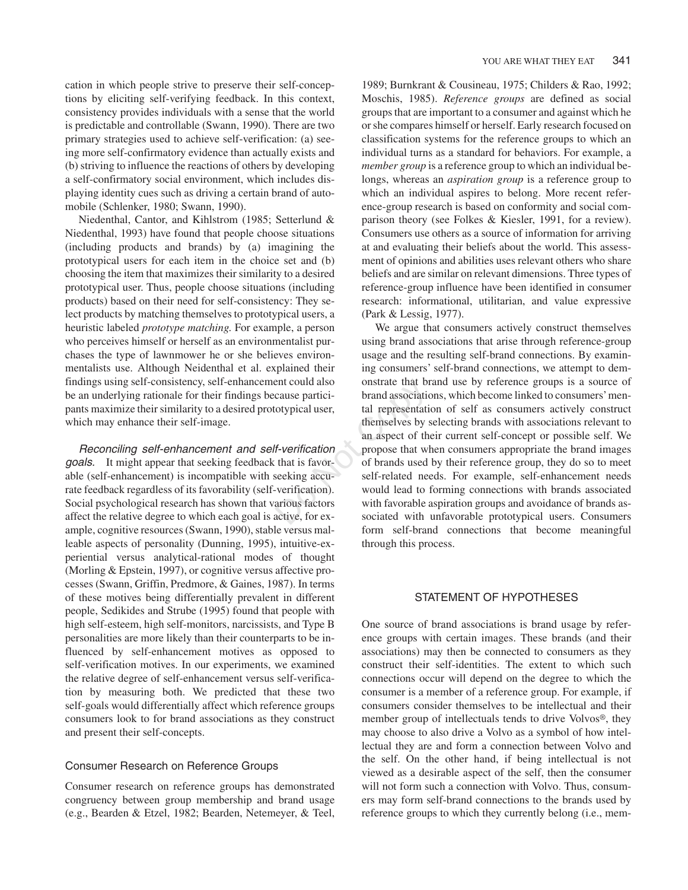cation in which people strive to preserve their self-conceptions by eliciting self-verifying feedback. In this context, consistency provides individuals with a sense that the world is predictable and controllable (Swann, 1990). There are two primary strategies used to achieve self-verification: (a) seeing more self-confirmatory evidence than actually exists and (b) striving to influence the reactions of others by developing a self-confirmatory social environment, which includes displaying identity cues such as driving a certain brand of automobile (Schlenker, 1980; Swann, 1990).

Niedenthal, Cantor, and Kihlstrom (1985; Setterlund & Niedenthal, 1993) have found that people choose situations (including products and brands) by (a) imagining the prototypical users for each item in the choice set and (b) choosing the item that maximizes their similarity to a desired prototypical user. Thus, people choose situations (including products) based on their need for self-consistency: They select products by matching themselves to prototypical users, a heuristic labeled *prototype matching.* For example, a person who perceives himself or herself as an environmentalist purchases the type of lawnmower he or she believes environmentalists use. Although Neidenthal et al. explained their findings using self-consistency, self-enhancement could also be an underlying rationale for their findings because participants maximize their similarity to a desired prototypical user, which may enhance their self-image.

*Reconciling self-enhancement and self-verification goals.* It might appear that seeking feedback that is favorable (self-enhancement) is incompatible with seeking accurate feedback regardless of its favorability (self-verification). Social psychological research has shown that various factors affect the relative degree to which each goal is active, for example, cognitive resources (Swann, 1990), stable versus malleable aspects of personality (Dunning, 1995), intuitive-experiential versus analytical-rational modes of thought (Morling & Epstein, 1997), or cognitive versus affective processes (Swann, Griffin, Predmore, & Gaines, 1987). In terms of these motives being differentially prevalent in different people, Sedikides and Strube (1995) found that people with high self-esteem, high self-monitors, narcissists, and Type B personalities are more likely than their counterparts to be influenced by self-enhancement motives as opposed to self-verification motives. In our experiments, we examined the relative degree of self-enhancement versus self-verification by measuring both. We predicted that these two self-goals would differentially affect which reference groups consumers look to for brand associations as they construct and present their self-concepts.

### Consumer Research on Reference Groups

Consumer research on reference groups has demonstrated congruency between group membership and brand usage (e.g., Bearden & Etzel, 1982; Bearden, Netemeyer, & Teel, 1989; Burnkrant & Cousineau, 1975; Childers & Rao, 1992; Moschis, 1985). *Reference groups* are defined as social groups that are important to a consumer and against which he or she compares himself or herself. Early research focused on classification systems for the reference groups to which an individual turns as a standard for behaviors. For example, a *member group* is a reference group to which an individual belongs, whereas an *aspiration group* is a reference group to which an individual aspires to belong. More recent reference-group research is based on conformity and social comparison theory (see Folkes & Kiesler, 1991, for a review). Consumers use others as a source of information for arriving at and evaluating their beliefs about the world. This assessment of opinions and abilities uses relevant others who share beliefs and are similar on relevant dimensions. Three types of reference-group influence have been identified in consumer research: informational, utilitarian, and value expressive (Park & Lessig, 1977).

We argue that consumers actively construct themselves using brand associations that arise through reference-group usage and the resulting self-brand connections. By examining consumers' self-brand connections, we attempt to demonstrate that brand use by reference groups is a source of brand associations, which become linked to consumers' mental representation of self as consumers actively construct themselves by selecting brands with associations relevant to an aspect of their current self-concept or possible self. We propose that when consumers appropriate the brand images of brands used by their reference group, they do so to meet self-related needs. For example, self-enhancement needs would lead to forming connections with brands associated with favorable aspiration groups and avoidance of brands associated with unfavorable prototypical users. Consumers form self-brand connections that become meaningful through this process.

## STATEMENT OF HYPOTHESES

One source of brand associations is brand usage by reference groups with certain images. These brands (and their associations) may then be connected to consumers as they construct their self-identities. The extent to which such connections occur will depend on the degree to which the consumer is a member of a reference group. For example, if consumers consider themselves to be intellectual and their member group of intellectuals tends to drive Volvos®, they may choose to also drive a Volvo as a symbol of how intellectual they are and form a connection between Volvo and the self. On the other hand, if being intellectual is not viewed as a desirable aspect of the self, then the consumer will not form such a connection with Volvo. Thus, consumers may form self-brand connections to the brands used by reference groups to which they currently belong (i.e., mem-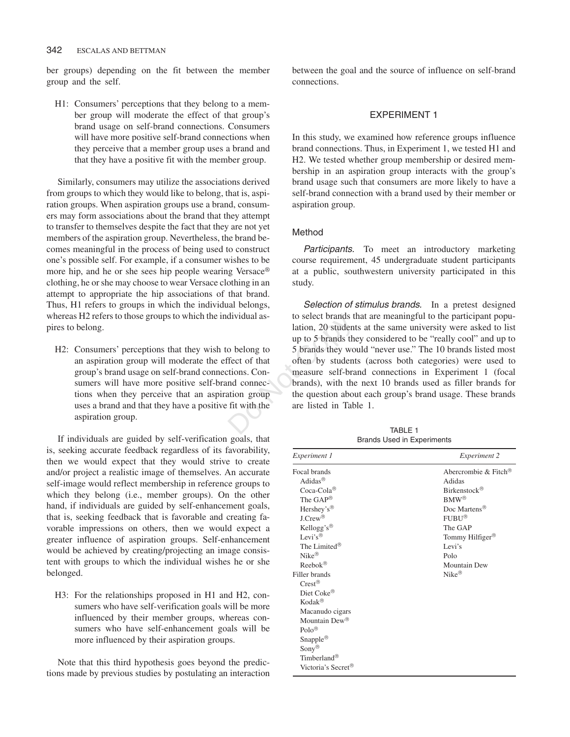ber groups) depending on the fit between the member group and the self.

> H1: Consumers' perceptions that they belong to a member group will moderate the effect of that group's brand usage on self-brand connections. Consumers will have more positive self-brand connections when they perceive that a member group uses a brand and that they have a positive fit with the member group.

Similarly, consumers may utilize the associations derived from groups to which they would like to belong, that is, aspiration groups. When aspiration groups use a brand, consumers may form associations about the brand that they attempt to transfer to themselves despite the fact that they are not yet members of the aspiration group. Nevertheless, the brand becomes meaningful in the process of being used to construct one's possible self. For example, if a consumer wishes to be more hip, and he or she sees hip people wearing Versace® clothing, he or she may choose to wear Versace clothing in an attempt to appropriate the hip associations of that brand. Thus, H1 refers to groups in which the individual belongs, whereas H2 refers to those groups to which the individual aspires to belong.

> H2: Consumers' perceptions that they wish to belong to an aspiration group will moderate the effect of that group's brand usage on self-brand connections. Consumers will have more positive self-brand connections when they perceive that an aspiration group uses a brand and that they have a positive fit with the aspiration group.

If individuals are guided by self-verification goals, that is, seeking accurate feedback regardless of its favorability, then we would expect that they would strive to create and/or project a realistic image of themselves. An accurate self-image would reflect membership in reference groups to which they belong (i.e., member groups). On the other hand, if individuals are guided by self-enhancement goals, that is, seeking feedback that is favorable and creating favorable impressions on others, then we would expect a greater influence of aspiration groups. Self-enhancement would be achieved by creating/projecting an image consistent with groups to which the individual wishes he or she belonged.

> H3: For the relationships proposed in H1 and H2, consumers who have self-verification goals will be more influenced by their member groups, whereas consumers who have self-enhancement goals will be more influenced by their aspiration groups.

Note that this third hypothesis goes beyond the predictions made by previous studies by postulating an interaction between the goal and the source of influence on self-brand connections.

## EXPERIMENT 1

In this study, we examined how reference groups influence brand connections. Thus, in Experiment 1, we tested H1 and H2. We tested whether group membership or desired membership in an aspiration group interacts with the group's brand usage such that consumers are more likely to have a self-brand connection with a brand used by their member or aspiration group.

### Method

*Participants.* To meet an introductory marketing course requirement, 45 undergraduate student participants at a public, southwestern university participated in this study.

*Selection of stimulus brands.* In a pretest designed to select brands that are meaningful to the participant population, 20 students at the same university were asked to list up to 5 brands they considered to be "really cool" and up to 5 brands they would "never use." The 10 brands listed most often by students (across both categories) were used to measure self-brand connections in Experiment 1 (focal brands), with the next 10 brands used as filler brands for the question about each group's brand usage. These brands are listed in Table 1.

TABLE 1
Brands Used in Experiments

| *Experiment 1* | *Experiment 2* |
|---|---|
| Focal brands | Abercrombie & Fitch® |
| Adidas® | Adidas |
| Coca-Cola® | Birkenstock® |
| The GAP® | BMW® |
| Hershey's® | Doc Martens® |
| J.Crew® | FUBU® |
| Kellogg's® | The GAP |
| Levi's® | Tommy Hilfiger® |
| The Limited® | Levi's |
| Nike® | Polo |
| Reebok® | Mountain Dew |
| Filler brands | Nike® |
| Crest® | |
| Diet Coke® | |
| Kodak® | |
| Macanudo cigars | |
| Mountain Dew® | |
| Polo® | |
| Snapple® | |
| Sony® | |
| Timberland® | |
| Victoria's Secret® | |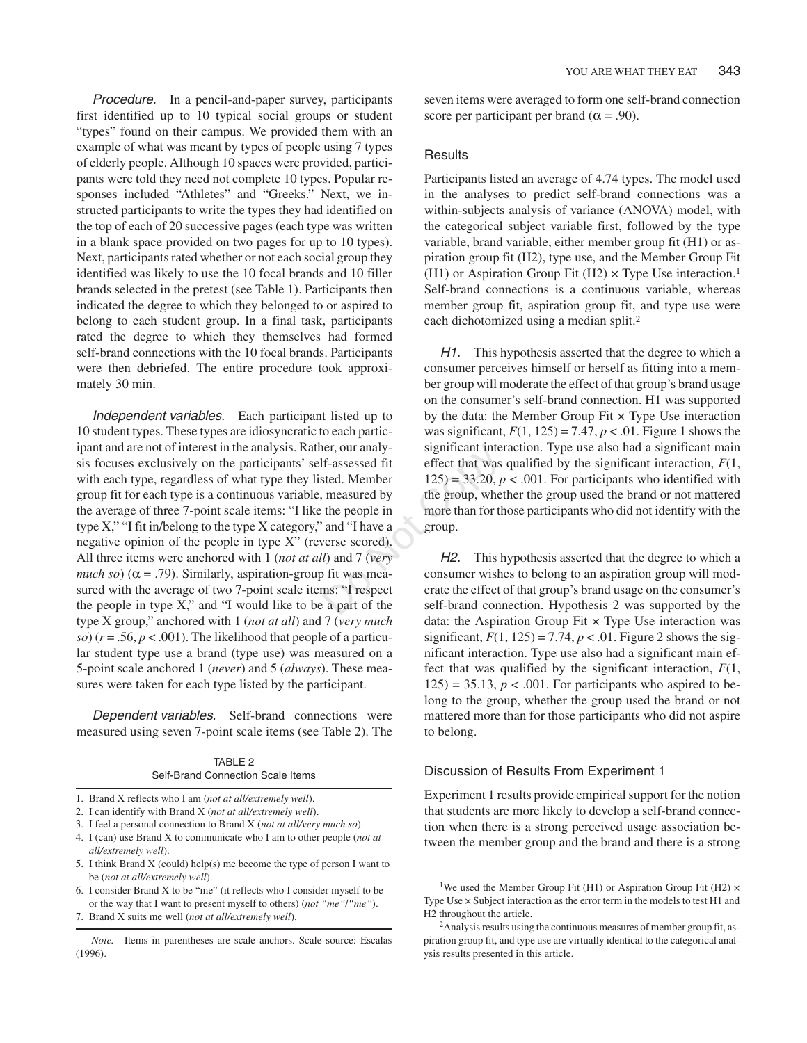*Procedure.* In a pencil-and-paper survey, participants first identified up to 10 typical social groups or student "types" found on their campus. We provided them with an example of what was meant by types of people using 7 types of elderly people. Although 10 spaces were provided, participants were told they need not complete 10 types. Popular responses included "Athletes" and "Greeks." Next, we instructed participants to write the types they had identified on the top of each of 20 successive pages (each type was written in a blank space provided on two pages for up to 10 types). Next, participants rated whether or not each social group they identified was likely to use the 10 focal brands and 10 filler brands selected in the pretest (see Table 1). Participants then indicated the degree to which they belonged to or aspired to belong to each student group. In a final task, participants rated the degree to which they themselves had formed self-brand connections with the 10 focal brands. Participants were then debriefed. The entire procedure took approximately 30 min.

*Independent variables.* Each participant listed up to 10 student types. These types are idiosyncratic to each participant and are not of interest in the analysis. Rather, our analysis focuses exclusively on the participants' self-assessed fit with each type, regardless of what type they listed. Member group fit for each type is a continuous variable, measured by the average of three 7-point scale items: "I like the people in type X," "I fit in/belong to the type X category," and "I have a negative opinion of the people in type X" (reverse scored). All three items were anchored with 1 (*not at all*) and 7 (*very much so*) ($\alpha = .79$). Similarly, aspiration-group fit was measured with the average of two 7-point scale items: "I respect the people in type X," and "I would like to be a part of the type X group," anchored with 1 (*not at all*) and 7 (*very much so*) ($r = .56$, $p < .001$). The likelihood that people of a particular student type use a brand (type use) was measured on a 5-point scale anchored 1 (*never*) and 5 (*always*). These measures were taken for each type listed by the participant.

*Dependent variables.* Self-brand connections were measured using seven 7-point scale items (see Table 2). The seven items were averaged to form one self-brand connection score per participant per brand ($\alpha = .90$).

TABLE 2
Self-Brand Connection Scale Items

1. Brand X reflects who I am (*not at all/extremely well*).
2. I can identify with Brand X (*not at all/extremely well*).
3. I feel a personal connection to Brand X (*not at all/very much so*).
4. I (can) use Brand X to communicate who I am to other people (*not at all/extremely well*).
5. I think Brand X (could) help(s) me become the type of person I want to be (*not at all/extremely well*).
6. I consider Brand X to be "me" (it reflects who I consider myself to be or the way that I want to present myself to others) (*not "me"/"me"*).
7. Brand X suits me well (*not at all/extremely well*).

*Note.* Items in parentheses are scale anchors. Scale source: Escalas (1996).

### Results

Participants listed an average of 4.74 types. The model used in the analyses to predict self-brand connections was a within-subjects analysis of variance (ANOVA) model, with the categorical subject variable first, followed by the type variable, brand variable, either member group fit (H1) or aspiration group fit (H2), type use, and the Member Group Fit (H1) or Aspiration Group Fit (H2) × Type Use interaction.[1] Self-brand connections is a continuous variable, whereas member group fit, aspiration group fit, and type use were each dichotomized using a median split.[2]

*H1.* This hypothesis asserted that the degree to which a consumer perceives himself or herself as fitting into a member group will moderate the effect of that group's brand usage on the consumer's self-brand connection. H1 was supported by the data: the Member Group Fit × Type Use interaction was significant, $F(1, 125) = 7.47$, $p < .01$. Figure 1 shows the significant interaction. Type use also had a significant main effect that was qualified by the significant interaction, $F(1, 125) = 33.20$, $p < .001$. For participants who identified with the group, whether the group used the brand or not mattered more than for those participants who did not identify with the group.

*H2.* This hypothesis asserted that the degree to which a consumer wishes to belong to an aspiration group will moderate the effect of that group's brand usage on the consumer's self-brand connection. Hypothesis 2 was supported by the data: the Aspiration Group Fit × Type Use interaction was significant, $F(1, 125) = 7.74$, $p < .01$. Figure 2 shows the significant interaction. Type use also had a significant main effect that was qualified by the significant interaction, $F(1, 125) = 35.13$, $p < .001$. For participants who aspired to belong to the group, whether the group used the brand or not mattered more than for those participants who did not aspire to belong.

### Discussion of Results From Experiment 1

Experiment 1 results provide empirical support for the notion that students are more likely to develop a self-brand connection when there is a strong perceived usage association between the member group and the brand and there is a strong

[1] We used the Member Group Fit (H1) or Aspiration Group Fit (H2) × Type Use × Subject interaction as the error term in the models to test H1 and H2 throughout the article.

[2] Analysis results using the continuous measures of member group fit, aspiration group fit, and type use are virtually identical to the categorical analysis results presented in this article.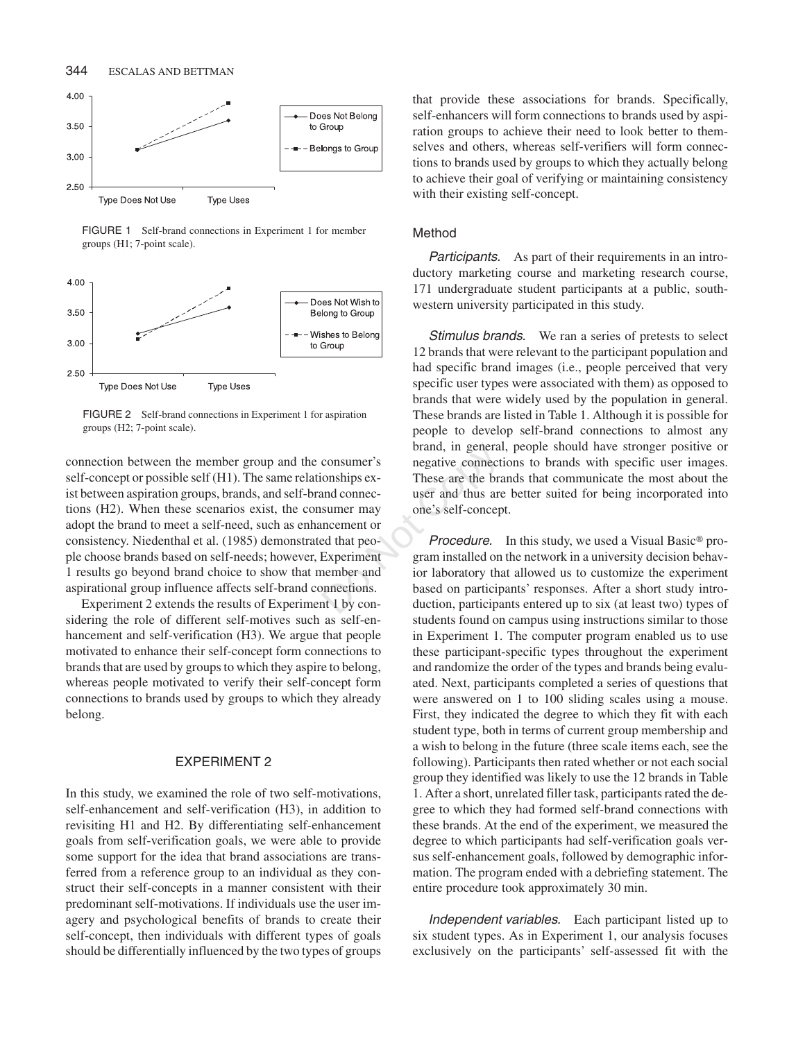FIGURE 1 Self-brand connections in Experiment 1 for member groups (H1; 7-point scale).

FIGURE 2 Self-brand connections in Experiment 1 for aspiration groups (H2; 7-point scale).

connection between the member group and the consumer's self-concept or possible self (H1). The same relationships exist between aspiration groups, brands, and self-brand connections (H2). When these scenarios exist, the consumer may adopt the brand to meet a self-need, such as enhancement or consistency. Niedenthal et al. (1985) demonstrated that people choose brands based on self-needs; however, Experiment 1 results go beyond brand choice to show that member and aspirational group influence affects self-brand connections.

Experiment 2 extends the results of Experiment 1 by considering the role of different self-motives such as self-enhancement and self-verification (H3). We argue that people motivated to enhance their self-concept form connections to brands that are used by groups to which they aspire to belong, whereas people motivated to verify their self-concept form connections to brands used by groups to which they already belong.

## EXPERIMENT 2

In this study, we examined the role of two self-motivations, self-enhancement and self-verification (H3), in addition to revisiting H1 and H2. By differentiating self-enhancement goals from self-verification goals, we were able to provide some support for the idea that brand associations are transferred from a reference group to an individual as they construct their self-concepts in a manner consistent with their predominant self-motivations. If individuals use the user imagery and psychological benefits of brands to create their self-concept, then individuals with different types of goals should be differentially influenced by the two types of groups that provide these associations for brands. Specifically, self-enhancers will form connections to brands used by aspiration groups to achieve their need to look better to themselves and others, whereas self-verifiers will form connections to brands used by groups to which they actually belong to achieve their goal of verifying or maintaining consistency with their existing self-concept.

### Method

*Participants.* As part of their requirements in an introductory marketing course and marketing research course, 171 undergraduate student participants at a public, southwestern university participated in this study.

*Stimulus brands.* We ran a series of pretests to select 12 brands that were relevant to the participant population and had specific brand images (i.e., people perceived that very specific user types were associated with them) as opposed to brands that were widely used by the population in general. These brands are listed in Table 1. Although it is possible for people to develop self-brand connections to almost any brand, in general, people should have stronger positive or negative connections to brands with specific user images. These are the brands that communicate the most about the user and thus are better suited for being incorporated into one's self-concept.

*Procedure.* In this study, we used a Visual Basic® program installed on the network in a university decision behavior laboratory that allowed us to customize the experiment based on participants' responses. After a short study introduction, participants entered up to six (at least two) types of students found on campus using instructions similar to those in Experiment 1. The computer program enabled us to use these participant-specific types throughout the experiment and randomize the order of the types and brands being evaluated. Next, participants completed a series of questions that were answered on 1 to 100 sliding scales using a mouse. First, they indicated the degree to which they fit with each student type, both in terms of current group membership and a wish to belong in the future (three scale items each, see the following). Participants then rated whether or not each social group they identified was likely to use the 12 brands in Table 1. After a short, unrelated filler task, participants rated the degree to which they had formed self-brand connections with these brands. At the end of the experiment, we measured the degree to which participants had self-verification goals versus self-enhancement goals, followed by demographic information. The program ended with a debriefing statement. The entire procedure took approximately 30 min.

*Independent variables.* Each participant listed up to six student types. As in Experiment 1, our analysis focuses exclusively on the participants' self-assessed fit with the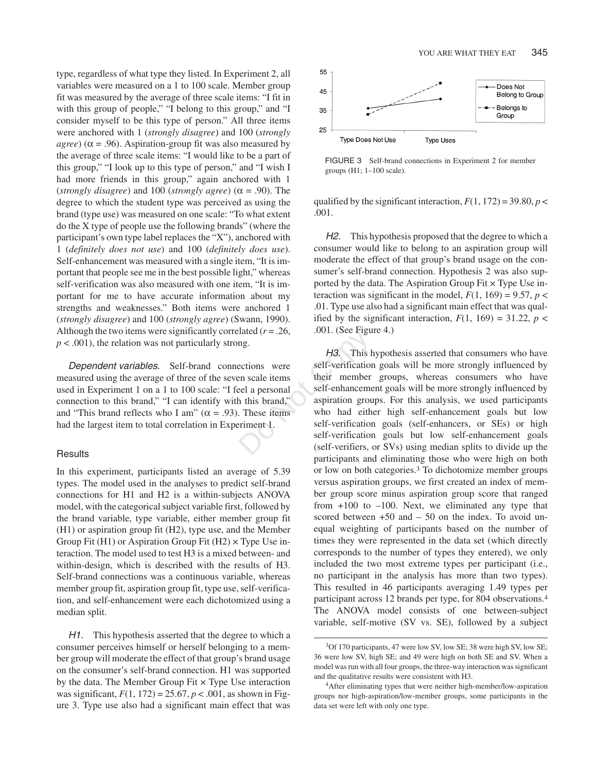type, regardless of what type they listed. In Experiment 2, all variables were measured on a 1 to 100 scale. Member group fit was measured by the average of three scale items: "I fit in with this group of people," "I belong to this group," and "I consider myself to be this type of person." All three items were anchored with 1 (*strongly disagree*) and 100 (*strongly agree*) ($\alpha = .96$). Aspiration-group fit was also measured by the average of three scale items: "I would like to be a part of this group," "I look up to this type of person," and "I wish I had more friends in this group," again anchored with 1 (*strongly disagree*) and 100 (*strongly agree*) ($\alpha = .90$). The degree to which the student type was perceived as using the brand (type use) was measured on one scale: "To what extent do the X type of people use the following brands" (where the participant's own type label replaces the "X"), anchored with 1 (*definitely does not use*) and 100 (*definitely does use*). Self-enhancement was measured with a single item, "It is important that people see me in the best possible light," whereas self-verification was also measured with one item, "It is important for me to have accurate information about my strengths and weaknesses." Both items were anchored 1 (*strongly disagree*) and 100 (*strongly agree*) (Swann, 1990). Although the two items were significantly correlated ($r = .26$, $p < .001$), the relation was not particularly strong.

*Dependent variables.* Self-brand connections were measured using the average of three of the seven scale items used in Experiment 1 on a 1 to 100 scale: "I feel a personal connection to this brand," "I can identify with this brand," and "This brand reflects who I am" ($\alpha = .93$). These items had the largest item to total correlation in Experiment 1.

### Results

In this experiment, participants listed an average of 5.39 types. The model used in the analyses to predict self-brand connections for H1 and H2 is a within-subjects ANOVA model, with the categorical subject variable first, followed by the brand variable, type variable, either member group fit (H1) or aspiration group fit (H2), type use, and the Member Group Fit (H1) or Aspiration Group Fit (H2) × Type Use interaction. The model used to test H3 is a mixed between- and within-design, which is described with the results of H3. Self-brand connections was a continuous variable, whereas member group fit, aspiration group fit, type use, self-verification, and self-enhancement were each dichotomized using a median split.

*H1.* This hypothesis asserted that the degree to which a consumer perceives himself or herself belonging to a member group will moderate the effect of that group's brand usage on the consumer's self-brand connection. H1 was supported by the data. The Member Group Fit × Type Use interaction was significant, $F(1, 172) = 25.67$, $p < .001$, as shown in Figure 3. Type use also had a significant main effect that was qualified by the significant interaction, $F(1, 172) = 39.80$, $p < .001$.

FIGURE 3 Self-brand connections in Experiment 2 for member groups (H1; 1–100 scale).

*H2.* This hypothesis proposed that the degree to which a consumer would like to belong to an aspiration group will moderate the effect of that group's brand usage on the consumer's self-brand connection. Hypothesis 2 was also supported by the data. The Aspiration Group Fit × Type Use interaction was significant in the model, $F(1, 169) = 9.57$, $p < .01$. Type use also had a significant main effect that was qualified by the significant interaction, $F(1, 169) = 31.22$, $p < .001$. (See Figure 4.)

*H3.* This hypothesis asserted that consumers who have self-verification goals will be more strongly influenced by their member groups, whereas consumers who have self-enhancement goals will be more strongly influenced by aspiration groups. For this analysis, we used participants who had either high self-enhancement goals but low self-verification goals (self-enhancers, or SEs) or high self-verification goals but low self-enhancement goals (self-verifiers, or SVs) using median splits to divide up the participants and eliminating those who were high on both or low on both categories.[3] To dichotomize member groups versus aspiration groups, we first created an index of member group score minus aspiration group score that ranged from +100 to –100. Next, we eliminated any type that scored between +50 and – 50 on the index. To avoid unequal weighting of participants based on the number of times they were represented in the data set (which directly corresponds to the number of types they entered), we only included the two most extreme types per participant (i.e., no participant in the analysis has more than two types). This resulted in 46 participants averaging 1.49 types per participant across 12 brands per type, for 804 observations.[4] The ANOVA model consists of one between-subject variable, self-motive (SV vs. SE), followed by a subject

[3]Of 170 participants, 47 were low SV, low SE; 38 were high SV, low SE; 36 were low SV, high SE; and 49 were high on both SE and SV. When a model was run with all four groups, the three-way interaction was significant and the qualitative results were consistent with H3.

[4]After eliminating types that were neither high-member/low-aspiration groups nor high-aspiration/low-member groups, some participants in the data set were left with only one type.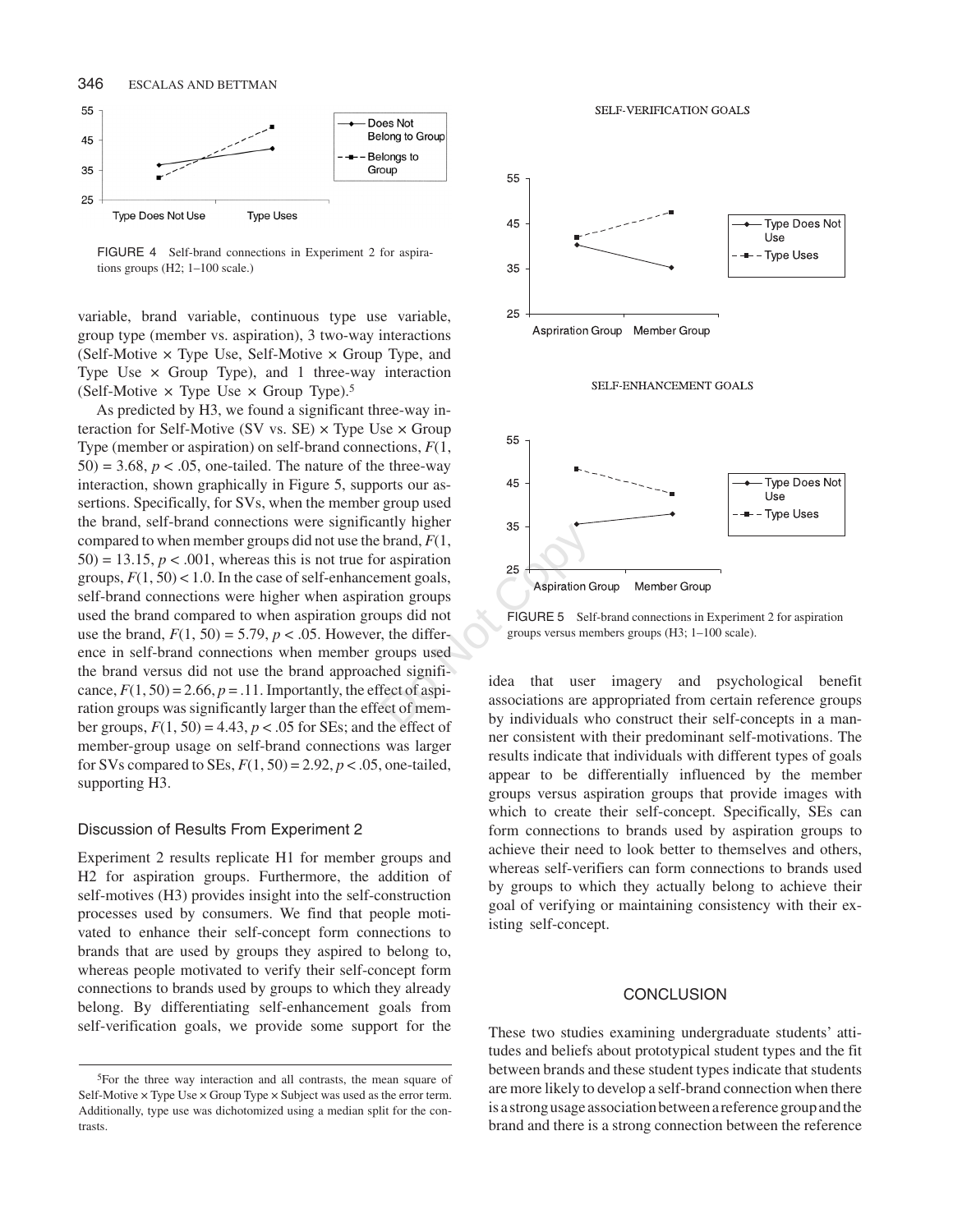FIGURE 4 Self-brand connections in Experiment 2 for aspirations groups (H2; 1–100 scale.)

variable, brand variable, continuous type use variable, group type (member vs. aspiration), 3 two-way interactions (Self-Motive × Type Use, Self-Motive × Group Type, and Type Use × Group Type), and 1 three-way interaction (Self-Motive × Type Use × Group Type).[5]

As predicted by H3, we found a significant three-way interaction for Self-Motive (SV vs. SE) × Type Use × Group Type (member or aspiration) on self-brand connections, $F(1, 50) = 3.68$, $p < .05$, one-tailed. The nature of the three-way interaction, shown graphically in Figure 5, supports our assertions. Specifically, for SVs, when the member group used the brand, self-brand connections were significantly higher compared to when member groups did not use the brand, $F(1, 50) = 13.15$, $p < .001$, whereas this is not true for aspiration groups, $F(1, 50) < 1.0$. In the case of self-enhancement goals, self-brand connections were higher when aspiration groups used the brand compared to when aspiration groups did not use the brand, $F(1, 50) = 5.79$, $p < .05$. However, the difference in self-brand connections when member groups used the brand versus did not use the brand approached significance, $F(1, 50) = 2.66$, $p = .11$. Importantly, the effect of aspiration groups was significantly larger than the effect of member groups, $F(1, 50) = 4.43$, $p < .05$ for SEs; and the effect of member-group usage on self-brand connections was larger for SVs compared to SEs, $F(1, 50) = 2.92$, $p < .05$, one-tailed, supporting H3.

## Discussion of Results From Experiment 2

Experiment 2 results replicate H1 for member groups and H2 for aspiration groups. Furthermore, the addition of self-motives (H3) provides insight into the self-construction processes used by consumers. We find that people motivated to enhance their self-concept form connections to brands that are used by groups they aspired to belong to, whereas people motivated to verify their self-concept form connections to brands used by groups to which they already belong. By differentiating self-enhancement goals from self-verification goals, we provide some support for the idea that user imagery and psychological benefit associations are appropriated from certain reference groups by individuals who construct their self-concepts in a manner consistent with their predominant self-motivations. The results indicate that individuals with different types of goals appear to be differentially influenced by the member groups versus aspiration groups that provide images with which to create their self-concept. Specifically, SEs can form connections to brands used by aspiration groups to achieve their need to look better to themselves and others, whereas self-verifiers can form connections to brands used by groups to which they actually belong to achieve their goal of verifying or maintaining consistency with their existing self-concept.

FIGURE 5 Self-brand connections in Experiment 2 for aspiration groups versus members groups (H3; 1–100 scale).

## CONCLUSION

These two studies examining undergraduate students' attitudes and beliefs about prototypical student types and the fit between brands and these student types indicate that students are more likely to develop a self-brand connection when there is a strong usage association between a reference group and the brand and there is a strong connection between the reference

---

[5]For the three way interaction and all contrasts, the mean square of Self-Motive × Type Use × Group Type × Subject was used as the error term. Additionally, type use was dichotomized using a median split for the contrasts.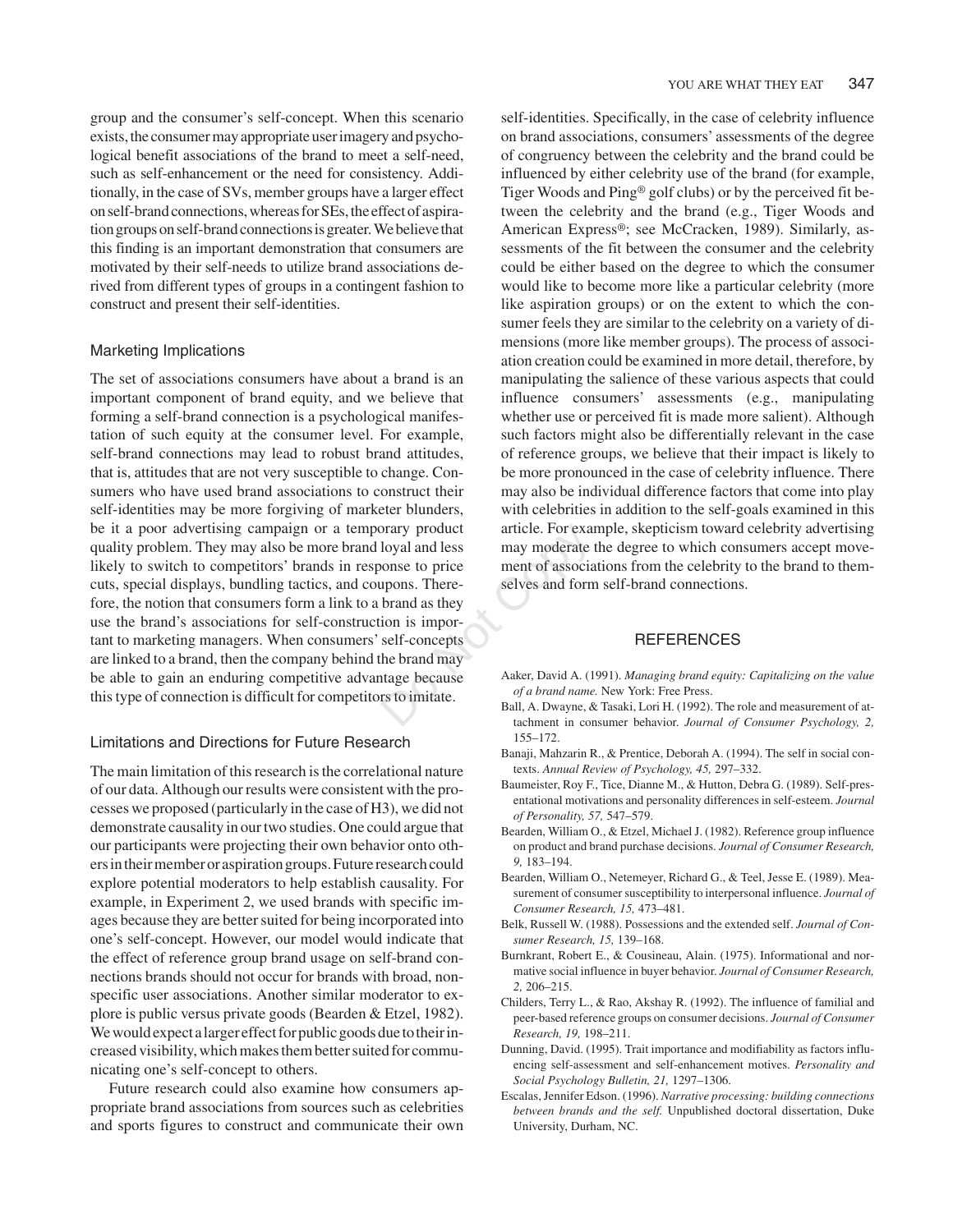group and the consumer's self-concept. When this scenario exists, the consumer may appropriate user imagery and psychological benefit associations of the brand to meet a self-need, such as self-enhancement or the need for consistency. Additionally, in the case of SVs, member groups have a larger effect on self-brand connections, whereas for SEs, the effect of aspiration groups on self-brand connections is greater. We believe that this finding is an important demonstration that consumers are motivated by their self-needs to utilize brand associations derived from different types of groups in a contingent fashion to construct and present their self-identities.

### Marketing Implications

The set of associations consumers have about a brand is an important component of brand equity, and we believe that forming a self-brand connection is a psychological manifestation of such equity at the consumer level. For example, self-brand connections may lead to robust brand attitudes, that is, attitudes that are not very susceptible to change. Consumers who have used brand associations to construct their self-identities may be more forgiving of marketer blunders, be it a poor advertising campaign or a temporary product quality problem. They may also be more brand loyal and less likely to switch to competitors' brands in response to price cuts, special displays, bundling tactics, and coupons. Therefore, the notion that consumers form a link to a brand as they use the brand's associations for self-construction is important to marketing managers. When consumers' self-concepts are linked to a brand, then the company behind the brand may be able to gain an enduring competitive advantage because this type of connection is difficult for competitors to imitate.

### Limitations and Directions for Future Research

The main limitation of this research is the correlational nature of our data. Although our results were consistent with the processes we proposed (particularly in the case of H3), we did not demonstrate causality in our two studies. One could argue that our participants were projecting their own behavior onto others in their member or aspiration groups. Future research could explore potential moderators to help establish causality. For example, in Experiment 2, we used brands with specific images because they are better suited for being incorporated into one's self-concept. However, our model would indicate that the effect of reference group brand usage on self-brand connections brands should not occur for brands with broad, nonspecific user associations. Another similar moderator to explore is public versus private goods (Bearden & Etzel, 1982). We would expect a larger effect for public goods due to their increased visibility, which makes them better suited for communicating one's self-concept to others.

Future research could also examine how consumers appropriate brand associations from sources such as celebrities and sports figures to construct and communicate their own self-identities. Specifically, in the case of celebrity influence on brand associations, consumers' assessments of the degree of congruency between the celebrity and the brand could be influenced by either celebrity use of the brand (for example, Tiger Woods and Ping® golf clubs) or by the perceived fit between the celebrity and the brand (e.g., Tiger Woods and American Express®; see McCracken, 1989). Similarly, assessments of the fit between the consumer and the celebrity could be either based on the degree to which the consumer would like to become more like a particular celebrity (more like aspiration groups) or on the extent to which the consumer feels they are similar to the celebrity on a variety of dimensions (more like member groups). The process of association creation could be examined in more detail, therefore, by manipulating the salience of these various aspects that could influence consumers' assessments (e.g., manipulating whether use or perceived fit is made more salient). Although such factors might also be differentially relevant in the case of reference groups, we believe that their impact is likely to be more pronounced in the case of celebrity influence. There may also be individual difference factors that come into play with celebrities in addition to the self-goals examined in this article. For example, skepticism toward celebrity advertising may moderate the degree to which consumers accept movement of associations from the celebrity to the brand to themselves and form self-brand connections.

## REFERENCES

Aaker, David A. (1991). *Managing brand equity: Capitalizing on the value of a brand name.* New York: Free Press.

Ball, A. Dwayne, & Tasaki, Lori H. (1992). The role and measurement of attachment in consumer behavior. *Journal of Consumer Psychology, 2,* 155–172.

Banaji, Mahzarin R., & Prentice, Deborah A. (1994). The self in social contexts. *Annual Review of Psychology, 45,* 297–332.

Baumeister, Roy F., Tice, Dianne M., & Hutton, Debra G. (1989). Self-presentational motivations and personality differences in self-esteem. *Journal of Personality, 57,* 547–579.

Bearden, William O., & Etzel, Michael J. (1982). Reference group influence on product and brand purchase decisions. *Journal of Consumer Research, 9,* 183–194.

Bearden, William O., Netemeyer, Richard G., & Teel, Jesse E. (1989). Measurement of consumer susceptibility to interpersonal influence. *Journal of Consumer Research, 15,* 473–481.

Belk, Russell W. (1988). Possessions and the extended self. *Journal of Consumer Research, 15,* 139–168.

Burnkrant, Robert E., & Cousineau, Alain. (1975). Informational and normative social influence in buyer behavior. *Journal of Consumer Research, 2,* 206–215.

Childers, Terry L., & Rao, Akshay R. (1992). The influence of familial and peer-based reference groups on consumer decisions. *Journal of Consumer Research, 19,* 198–211.

Dunning, David. (1995). Trait importance and modifiability as factors influencing self-assessment and self-enhancement motives. *Personality and Social Psychology Bulletin, 21,* 1297–1306.

Escalas, Jennifer Edson. (1996). *Narrative processing: building connections between brands and the self.* Unpublished doctoral dissertation, Duke University, Durham, NC.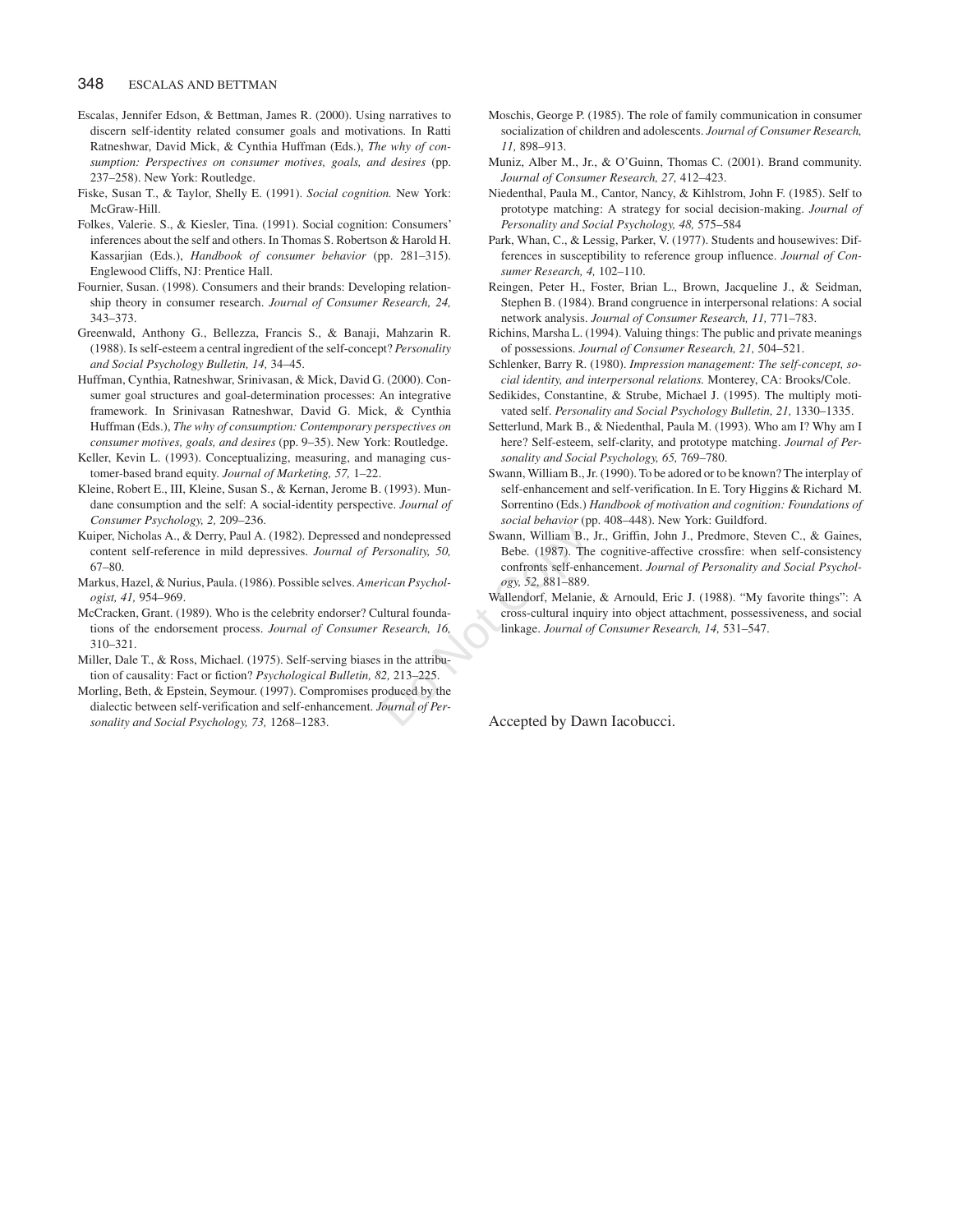Escalas, Jennifer Edson, & Bettman, James R. (2000). Using narratives to discern self-identity related consumer goals and motivations. In Ratti Ratneshwar, David Mick, & Cynthia Huffman (Eds.), *The why of consumption: Perspectives on consumer motives, goals, and desires* (pp. 237–258). New York: Routledge.

Fiske, Susan T., & Taylor, Shelly E. (1991). *Social cognition.* New York: McGraw-Hill.

Folkes, Valerie. S., & Kiesler, Tina. (1991). Social cognition: Consumers' inferences about the self and others. In Thomas S. Robertson & Harold H. Kassarjian (Eds.), *Handbook of consumer behavior* (pp. 281–315). Englewood Cliffs, NJ: Prentice Hall.

Fournier, Susan. (1998). Consumers and their brands: Developing relationship theory in consumer research. *Journal of Consumer Research, 24,* 343–373.

Greenwald, Anthony G., Bellezza, Francis S., & Banaji, Mahzarin R. (1988). Is self-esteem a central ingredient of the self-concept? *Personality and Social Psychology Bulletin, 14,* 34–45.

Huffman, Cynthia, Ratneshwar, Srinivasan, & Mick, David G. (2000). Consumer goal structures and goal-determination processes: An integrative framework. In Srinivasan Ratneshwar, David G. Mick, & Cynthia Huffman (Eds.), *The why of consumption: Contemporary perspectives on consumer motives, goals, and desires* (pp. 9–35). New York: Routledge.

Keller, Kevin L. (1993). Conceptualizing, measuring, and managing customer-based brand equity. *Journal of Marketing, 57,* 1–22.

Kleine, Robert E., III, Kleine, Susan S., & Kernan, Jerome B. (1993). Mundane consumption and the self: A social-identity perspective. *Journal of Consumer Psychology, 2,* 209–236.

Kuiper, Nicholas A., & Derry, Paul A. (1982). Depressed and nondepressed content self-reference in mild depressives. *Journal of Personality, 50,* 67–80.

Markus, Hazel, & Nurius, Paula. (1986). Possible selves. *American Psychologist, 41,* 954–969.

McCracken, Grant. (1989). Who is the celebrity endorser? Cultural foundations of the endorsement process. *Journal of Consumer Research, 16,* 310–321.

Miller, Dale T., & Ross, Michael. (1975). Self-serving biases in the attribution of causality: Fact or fiction? *Psychological Bulletin, 82,* 213–225.

Morling, Beth, & Epstein, Seymour. (1997). Compromises produced by the dialectic between self-verification and self-enhancement. *Journal of Personality and Social Psychology, 73,* 1268–1283.

Moschis, George P. (1985). The role of family communication in consumer socialization of children and adolescents. *Journal of Consumer Research, 11,* 898–913.

Muniz, Alber M., Jr., & O'Guinn, Thomas C. (2001). Brand community. *Journal of Consumer Research, 27,* 412–423.

Niedenthal, Paula M., Cantor, Nancy, & Kihlstrom, John F. (1985). Self to prototype matching: A strategy for social decision-making. *Journal of Personality and Social Psychology, 48,* 575–584

Park, Whan, C., & Lessig, Parker, V. (1977). Students and housewives: Differences in susceptibility to reference group influence. *Journal of Consumer Research, 4,* 102–110.

Reingen, Peter H., Foster, Brian L., Brown, Jacqueline J., & Seidman, Stephen B. (1984). Brand congruence in interpersonal relations: A social network analysis. *Journal of Consumer Research, 11,* 771–783.

Richins, Marsha L. (1994). Valuing things: The public and private meanings of possessions. *Journal of Consumer Research, 21,* 504–521.

Schlenker, Barry R. (1980). *Impression management: The self-concept, social identity, and interpersonal relations.* Monterey, CA: Brooks/Cole.

Sedikides, Constantine, & Strube, Michael J. (1995). The multiply motivated self. *Personality and Social Psychology Bulletin, 21,* 1330–1335.

Setterlund, Mark B., & Niedenthal, Paula M. (1993). Who am I? Why am I here? Self-esteem, self-clarity, and prototype matching. *Journal of Personality and Social Psychology, 65,* 769–780.

Swann, William B., Jr. (1990). To be adored or to be known? The interplay of self-enhancement and self-verification. In E. Tory Higgins & Richard M. Sorrentino (Eds.) *Handbook of motivation and cognition: Foundations of social behavior* (pp. 408–448). New York: Guildford.

Swann, William B., Jr., Griffin, John J., Predmore, Steven C., & Gaines, Bebe. (1987). The cognitive-affective crossfire: when self-consistency confronts self-enhancement. *Journal of Personality and Social Psychology, 52,* 881–889.

Wallendorf, Melanie, & Arnould, Eric J. (1988). "My favorite things": A cross-cultural inquiry into object attachment, possessiveness, and social linkage. *Journal of Consumer Research, 14,* 531–547.

Accepted by Dawn Iacobucci.